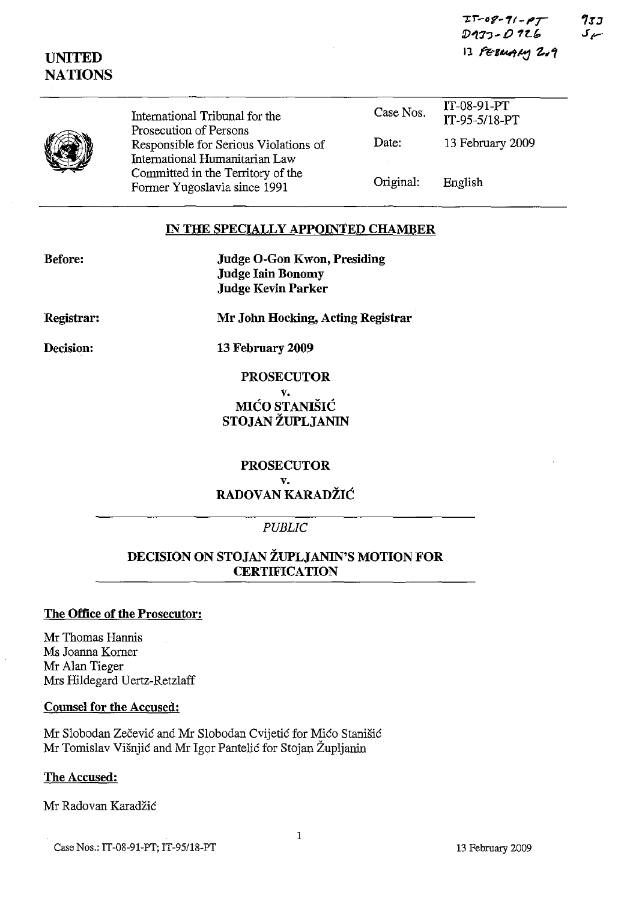IT-08-91-PT
D933-D926
13 February 2009

933
SF

**UNITED NATIONS**

| International Tribunal for the Prosecution of Persons Responsible for Serious Violations of International Humanitarian Law Committed in the Territory of the Former Yugoslavia since 1991 | Case Nos. | IT-08-91-PT IT-95-5/18-PT |
|---|---|---|
| | Date: | 13 February 2009 |
| | Original: | English |

## IN THE SPECIALLY APPOINTED CHAMBER

**Before:** **Judge O-Gon Kwon, Presiding**
**Judge Iain Bonomy**
**Judge Kevin Parker**

**Registrar:** **Mr John Hocking, Acting Registrar**

**Decision:** **13 February 2009**

**PROSECUTOR**
**v.**
**MIĆO STANIŠIĆ**
**STOJAN ŽUPLJANIN**

**PROSECUTOR**
**v.**
**RADOVAN KARADŽIĆ**

*PUBLIC*

## DECISION ON STOJAN ŽUPLJANIN'S MOTION FOR CERTIFICATION

**The Office of the Prosecutor:**

Mr Thomas Hannis
Ms Joanna Korner
Mr Alan Tieger
Mrs Hildegard Uertz-Retzlaff

**Counsel for the Accused:**

Mr Slobodan Zečević and Mr Slobodan Cvijetić for Mićo Stanišić
Mr Tomislav Višnjić and Mr Igor Pantelić for Stojan Župljanin

**The Accused:**

Mr Radovan Karadžić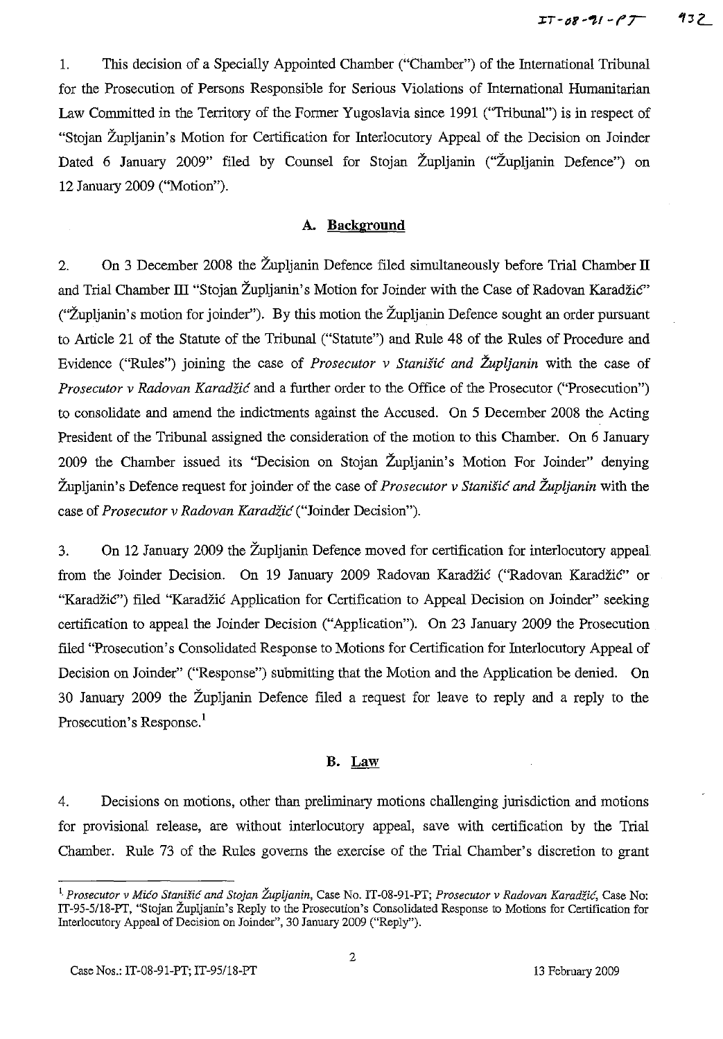1. This decision of a Specially Appointed Chamber ("Chamber") of the International Tribunal for the Prosecution of Persons Responsible for Serious Violations of International Humanitarian Law Committed in the Territory of the Former Yugoslavia since 1991 ("Tribunal") is in respect of "Stojan Župljanin's Motion for Certification for Interlocutory Appeal of the Decision on Joinder Dated 6 January 2009" filed by Counsel for Stojan Župljanin ("Župljanin Defence") on 12 January 2009 ("Motion").

### A. Background

2. On 3 December 2008 the Župljanin Defence filed simultaneously before Trial Chamber II and Trial Chamber III "Stojan Župljanin's Motion for Joinder with the Case of Radovan Karadžić" ("Župljanin's motion for joinder"). By this motion the Župljanin Defence sought an order pursuant to Article 21 of the Statute of the Tribunal ("Statute") and Rule 48 of the Rules of Procedure and Evidence ("Rules") joining the case of *Prosecutor v Stanišić and Župljanin* with the case of *Prosecutor v Radovan Karadžić* and a further order to the Office of the Prosecutor ("Prosecution") to consolidate and amend the indictments against the Accused. On 5 December 2008 the Acting President of the Tribunal assigned the consideration of the motion to this Chamber. On 6 January 2009 the Chamber issued its "Decision on Stojan Župljanin's Motion For Joinder" denying Župljanin's Defence request for joinder of the case of *Prosecutor v Stanišić and Župljanin* with the case of *Prosecutor v Radovan Karadžić* ("Joinder Decision").

3. On 12 January 2009 the Župljanin Defence moved for certification for interlocutory appeal from the Joinder Decision. On 19 January 2009 Radovan Karadžić ("Radovan Karadžić" or "Karadžić") filed "Karadžić Application for Certification to Appeal Decision on Joinder" seeking certification to appeal the Joinder Decision ("Application"). On 23 January 2009 the Prosecution filed "Prosecution's Consolidated Response to Motions for Certification for Interlocutory Appeal of Decision on Joinder" ("Response") submitting that the Motion and the Application be denied. On 30 January 2009 the Župljanin Defence filed a request for leave to reply and a reply to the Prosecution's Response.[1]

### B. Law

4. Decisions on motions, other than preliminary motions challenging jurisdiction and motions for provisional release, are without interlocutory appeal, save with certification by the Trial Chamber. Rule 73 of the Rules governs the exercise of the Trial Chamber's discretion to grant

---

[1] *Prosecutor v Mićo Stanišić and Stojan Župljanin*, Case No. IT-08-91-PT; *Prosecutor v Radovan Karadžić*, Case No: IT-95-5/18-PT, "Stojan Župljanin's Reply to the Prosecution's Consolidated Response to Motions for Certification for Interlocutory Appeal of Decision on Joinder", 30 January 2009 ("Reply").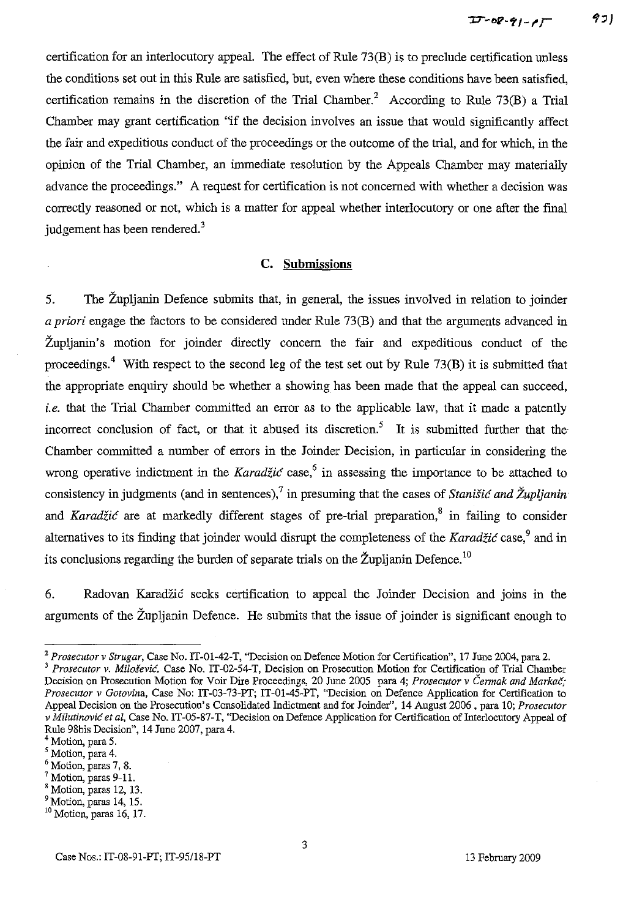certification for an interlocutory appeal. The effect of Rule 73(B) is to preclude certification unless the conditions set out in this Rule are satisfied, but, even where these conditions have been satisfied, certification remains in the discretion of the Trial Chamber.[2] According to Rule 73(B) a Trial Chamber may grant certification "if the decision involves an issue that would significantly affect the fair and expeditious conduct of the proceedings or the outcome of the trial, and for which, in the opinion of the Trial Chamber, an immediate resolution by the Appeals Chamber may materially advance the proceedings." A request for certification is not concerned with whether a decision was correctly reasoned or not, which is a matter for appeal whether interlocutory or one after the final judgement has been rendered.[3]

## C. Submissions

5. The Župljanin Defence submits that, in general, the issues involved in relation to joinder *a priori* engage the factors to be considered under Rule 73(B) and that the arguments advanced in Župljanin's motion for joinder directly concern the fair and expeditious conduct of the proceedings.[4] With respect to the second leg of the test set out by Rule 73(B) it is submitted that the appropriate enquiry should be whether a showing has been made that the appeal can succeed, *i.e.* that the Trial Chamber committed an error as to the applicable law, that it made a patently incorrect conclusion of fact, or that it abused its discretion.[5] It is submitted further that the Chamber committed a number of errors in the Joinder Decision, in particular in considering the wrong operative indictment in the *Karadžić* case,[6] in assessing the importance to be attached to consistency in judgments (and in sentences),[7] in presuming that the cases of *Stanišić and Župljanin* and *Karadžić* are at markedly different stages of pre-trial preparation,[8] in failing to consider alternatives to its finding that joinder would disrupt the completeness of the *Karadžić* case,[9] and in its conclusions regarding the burden of separate trials on the Župljanin Defence.[10]

6. Radovan Karadžić seeks certification to appeal the Joinder Decision and joins in the arguments of the Župljanin Defence. He submits that the issue of joinder is significant enough to

---

[2] *Prosecutor v Strugar*, Case No. IT-01-42-T, "Decision on Defence Motion for Certification", 17 June 2004, para 2.

[3] *Prosecutor v. Milošević*, Case No. IT-02-54-T, Decision on Prosecution Motion for Certification of Trial Chamber Decision on Prosecution Motion for Voir Dire Proceedings, 20 June 2005 para 4; *Prosecutor v Čermak and Markač; Prosecutor v Gotovina*, Case No: IT-03-73-PT; IT-01-45-PT, "Decision on Defence Application for Certification to Appeal Decision on the Prosecution's Consolidated Indictment and for Joinder", 14 August 2006, para 10; *Prosecutor v Milutinović et al*, Case No. IT-05-87-T, "Decision on Defence Application for Certification of Interlocutory Appeal of Rule 98bis Decision", 14 June 2007, para 4.

[4] Motion, para 5.

[5] Motion, para 4.

[6] Motion, paras 7, 8.

[7] Motion, paras 9-11.

[8] Motion, paras 12, 13.

[9] Motion, paras 14, 15.

[10] Motion, paras 16, 17.

Case Nos.: IT-08-91-PT; IT-95/18-PT 13 February 2009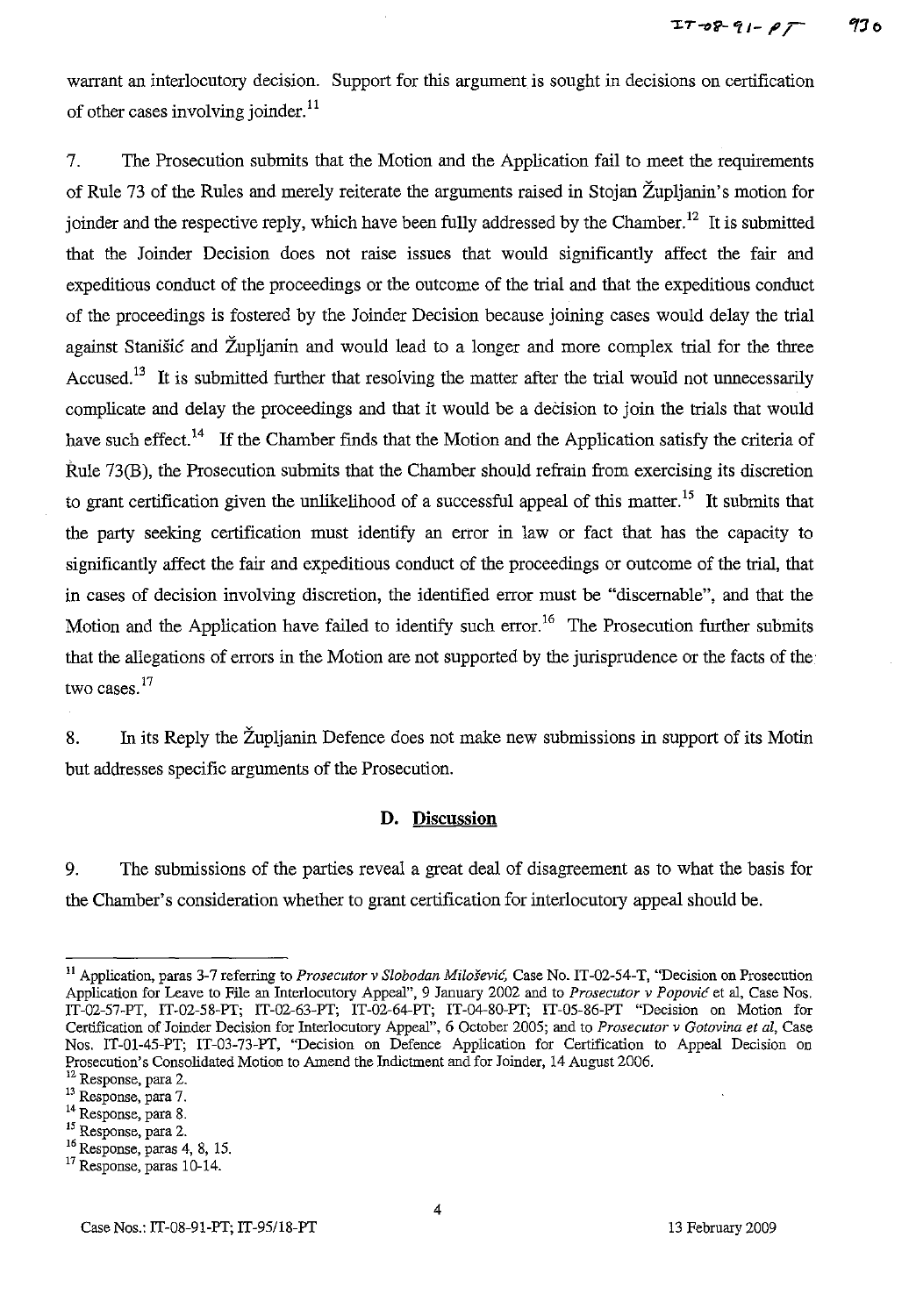warrant an interlocutory decision. Support for this argument is sought in decisions on certification of other cases involving joinder.[11]

7. The Prosecution submits that the Motion and the Application fail to meet the requirements of Rule 73 of the Rules and merely reiterate the arguments raised in Stojan Župljanin's motion for joinder and the respective reply, which have been fully addressed by the Chamber.[12] It is submitted that the Joinder Decision does not raise issues that would significantly affect the fair and expeditious conduct of the proceedings or the outcome of the trial and that the expeditious conduct of the proceedings is fostered by the Joinder Decision because joining cases would delay the trial against Stanišić and Župljanin and would lead to a longer and more complex trial for the three Accused.[13] It is submitted further that resolving the matter after the trial would not unnecessarily complicate and delay the proceedings and that it would be a decision to join the trials that would have such effect.[14] If the Chamber finds that the Motion and the Application satisfy the criteria of Rule 73(B), the Prosecution submits that the Chamber should refrain from exercising its discretion to grant certification given the unlikelihood of a successful appeal of this matter.[15] It submits that the party seeking certification must identify an error in law or fact that has the capacity to significantly affect the fair and expeditious conduct of the proceedings or outcome of the trial, that in cases of decision involving discretion, the identified error must be "discernable", and that the Motion and the Application have failed to identify such error.[16] The Prosecution further submits that the allegations of errors in the Motion are not supported by the jurisprudence or the facts of the two cases.[17]

8. In its Reply the Župljanin Defence does not make new submissions in support of its Motin but addresses specific arguments of the Prosecution.

## D. Discussion

9. The submissions of the parties reveal a great deal of disagreement as to what the basis for the Chamber's consideration whether to grant certification for interlocutory appeal should be.

---

[11] Application, paras 3-7 referring to *Prosecutor v Slobodan Milošević*, Case No. IT-02-54-T, "Decision on Prosecution Application for Leave to File an Interlocutory Appeal", 9 January 2002 and to *Prosecutor v Popović* et al, Case Nos. IT-02-57-PT, IT-02-58-PT; IT-02-63-PT; IT-02-64-PT; IT-04-80-PT; IT-05-86-PT "Decision on Motion for Certification of Joinder Decision for Interlocutory Appeal", 6 October 2005; and to *Prosecutor v Gotovina et al*, Case Nos. IT-01-45-PT; IT-03-73-PT, "Decision on Defence Application for Certification to Appeal Decision on Prosecution's Consolidated Motion to Amend the Indictment and for Joinder, 14 August 2006.

[12] Response, para 2.

[13] Response, para 7.

[14] Response, para 8.

[15] Response, para 2.

[16] Response, paras 4, 8, 15.

[17] Response, paras 10-14.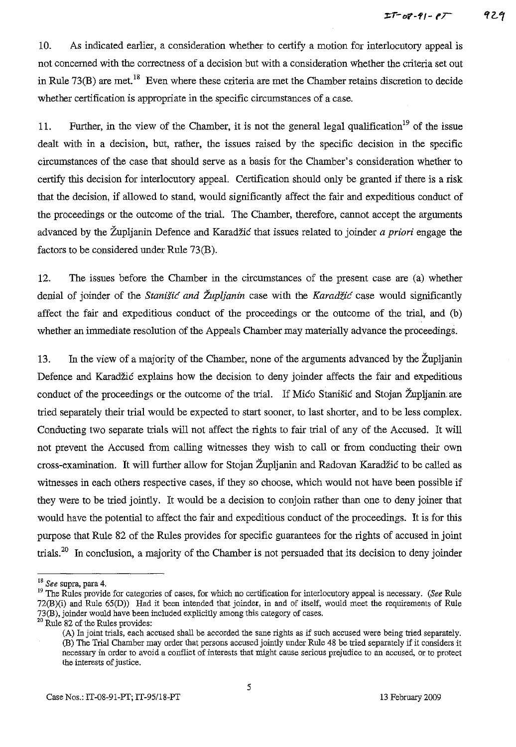10. As indicated earlier, a consideration whether to certify a motion for interlocutory appeal is not concerned with the correctness of a decision but with a consideration whether the criteria set out in Rule 73(B) are met.[18] Even where these criteria are met the Chamber retains discretion to decide whether certification is appropriate in the specific circumstances of a case.

11. Further, in the view of the Chamber, it is not the general legal qualification[19] of the issue dealt with in a decision, but, rather, the issues raised by the specific decision in the specific circumstances of the case that should serve as a basis for the Chamber's consideration whether to certify this decision for interlocutory appeal. Certification should only be granted if there is a risk that the decision, if allowed to stand, would significantly affect the fair and expeditious conduct of the proceedings or the outcome of the trial. The Chamber, therefore, cannot accept the arguments advanced by the Župljanin Defence and Karadžić that issues related to joinder *a priori* engage the factors to be considered under Rule 73(B).

12. The issues before the Chamber in the circumstances of the present case are (a) whether denial of joinder of the *Stanišić and Župljanin* case with the *Karadžić* case would significantly affect the fair and expeditious conduct of the proceedings or the outcome of the trial, and (b) whether an immediate resolution of the Appeals Chamber may materially advance the proceedings.

13. In the view of a majority of the Chamber, none of the arguments advanced by the Župljanin Defence and Karadžić explains how the decision to deny joinder affects the fair and expeditious conduct of the proceedings or the outcome of the trial. If Mićo Stanišić and Stojan Župljanin are tried separately their trial would be expected to start sooner, to last shorter, and to be less complex. Conducting two separate trials will not affect the rights to fair trial of any of the Accused. It will not prevent the Accused from calling witnesses they wish to call or from conducting their own cross-examination. It will further allow for Stojan Župljanin and Radovan Karadžić to be called as witnesses in each others respective cases, if they so choose, which would not have been possible if they were to be tried jointly. It would be a decision to conjoin rather than one to deny joiner that would have the potential to affect the fair and expeditious conduct of the proceedings. It is for this purpose that Rule 82 of the Rules provides for specific guarantees for the rights of accused in joint trials.[20] In conclusion, a majority of the Chamber is not persuaded that its decision to deny joinder

---

[18] *See* supra, para 4.

[19] The Rules provide for categories of cases, for which no certification for interlocutory appeal is necessary. (*See* Rule 72(B)(i) and Rule 65(D)) Had it been intended that joinder, in and of itself, would meet the requirements of Rule 73(B), joinder would have been included explicitly among this category of cases.

[20] Rule 82 of the Rules provides:

> (A) In joint trials, each accused shall be accorded the sane rights as if such accused were being tried separately.
> (B) The Trial Chamber may order that persons accused jointly under Rule 48 be tried separately if it considers it necessary in order to avoid a conflict of interests that might cause serious prejudice to an accused, or to protect the interests of justice.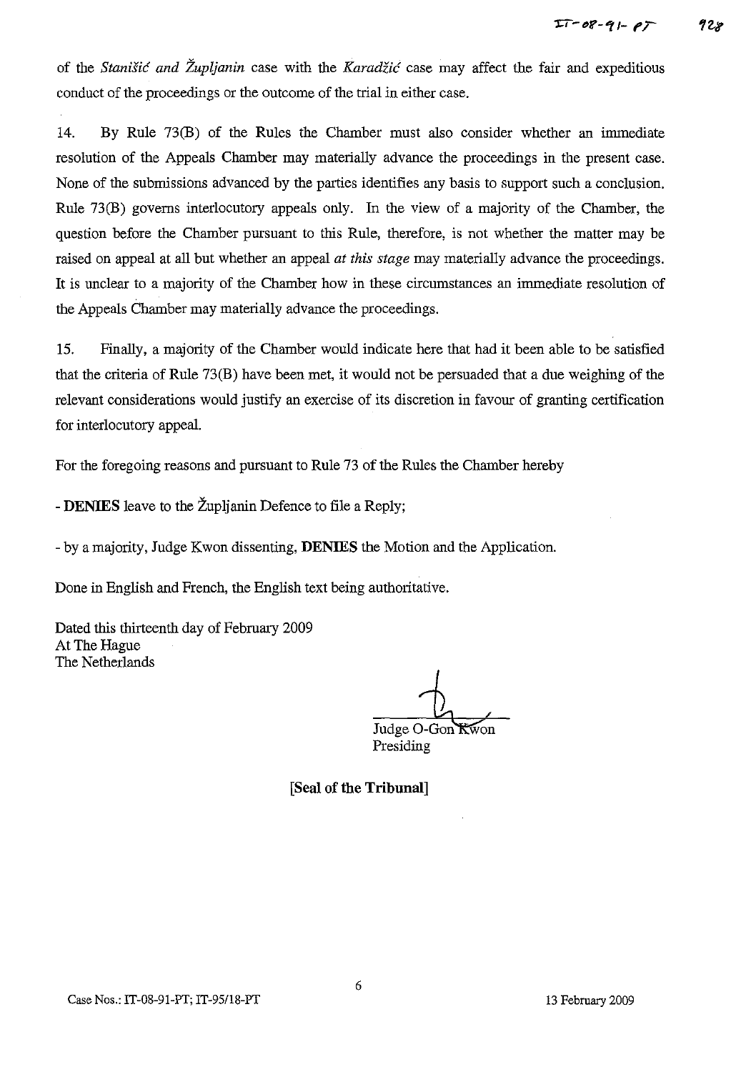of the *Stanišić and Župljanin* case with the *Karadžić* case may affect the fair and expeditious conduct of the proceedings or the outcome of the trial in either case.

14. By Rule 73(B) of the Rules the Chamber must also consider whether an immediate resolution of the Appeals Chamber may materially advance the proceedings in the present case. None of the submissions advanced by the parties identifies any basis to support such a conclusion. Rule 73(B) governs interlocutory appeals only. In the view of a majority of the Chamber, the question before the Chamber pursuant to this Rule, therefore, is not whether the matter may be raised on appeal at all but whether an appeal *at this stage* may materially advance the proceedings. It is unclear to a majority of the Chamber how in these circumstances an immediate resolution of the Appeals Chamber may materially advance the proceedings.

15. Finally, a majority of the Chamber would indicate here that had it been able to be satisfied that the criteria of Rule 73(B) have been met, it would not be persuaded that a due weighing of the relevant considerations would justify an exercise of its discretion in favour of granting certification for interlocutory appeal.

For the foregoing reasons and pursuant to Rule 73 of the Rules the Chamber hereby

- **DENIES** leave to the Župljanin Defence to file a Reply;

- by a majority, Judge Kwon dissenting, **DENIES** the Motion and the Application.

Done in English and French, the English text being authoritative.

Dated this thirteenth day of February 2009
At The Hague
The Netherlands

Judge O-Gon Kwon
Presiding

**[Seal of the Tribunal]**

Case Nos.: IT-08-91-PT; IT-95/18-PT

13 February 2009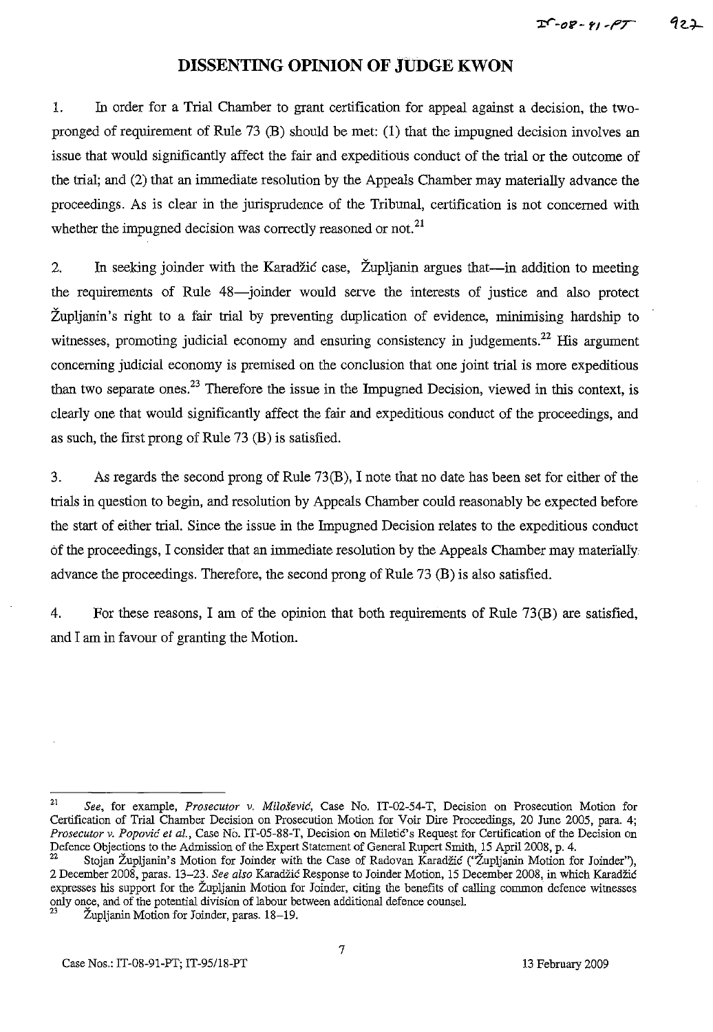# DISSENTING OPINION OF JUDGE KWON

1. In order for a Trial Chamber to grant certification for appeal against a decision, the two-pronged of requirement of Rule 73 (B) should be met: (1) that the impugned decision involves an issue that would significantly affect the fair and expeditious conduct of the trial or the outcome of the trial; and (2) that an immediate resolution by the Appeals Chamber may materially advance the proceedings. As is clear in the jurisprudence of the Tribunal, certification is not concerned with whether the impugned decision was correctly reasoned or not.[21]

2. In seeking joinder with the Karadžić case, Župljanin argues that—in addition to meeting the requirements of Rule 48—joinder would serve the interests of justice and also protect Župljanin's right to a fair trial by preventing duplication of evidence, minimising hardship to witnesses, promoting judicial economy and ensuring consistency in judgements.[22] His argument concerning judicial economy is premised on the conclusion that one joint trial is more expeditious than two separate ones.[23] Therefore the issue in the Impugned Decision, viewed in this context, is clearly one that would significantly affect the fair and expeditious conduct of the proceedings, and as such, the first prong of Rule 73 (B) is satisfied.

3. As regards the second prong of Rule 73(B), I note that no date has been set for either of the trials in question to begin, and resolution by Appeals Chamber could reasonably be expected before the start of either trial. Since the issue in the Impugned Decision relates to the expeditious conduct of the proceedings, I consider that an immediate resolution by the Appeals Chamber may materially advance the proceedings. Therefore, the second prong of Rule 73 (B) is also satisfied.

4. For these reasons, I am of the opinion that both requirements of Rule 73(B) are satisfied, and I am in favour of granting the Motion.

---

[21] *See*, for example, *Prosecutor v. Milošević*, Case No. IT-02-54-T, Decision on Prosecution Motion for Certification of Trial Chamber Decision on Prosecution Motion for Voir Dire Proceedings, 20 June 2005, para. 4; *Prosecutor v. Popović et al.*, Case No. IT-05-88-T, Decision on Miletić's Request for Certification of the Decision on Defence Objections to the Admission of the Expert Statement of General Rupert Smith, 15 April 2008, p. 4.

[22] Stojan Župljanin's Motion for Joinder with the Case of Radovan Karadžić ("Župljanin Motion for Joinder"), 2 December 2008, paras. 13–23. *See also* Karadžić Response to Joinder Motion, 15 December 2008, in which Karadžić expresses his support for the Župljanin Motion for Joinder, citing the benefits of calling common defence witnesses only once, and of the potential division of labour between additional defence counsel.

[23] Župljanin Motion for Joinder, paras. 18–19.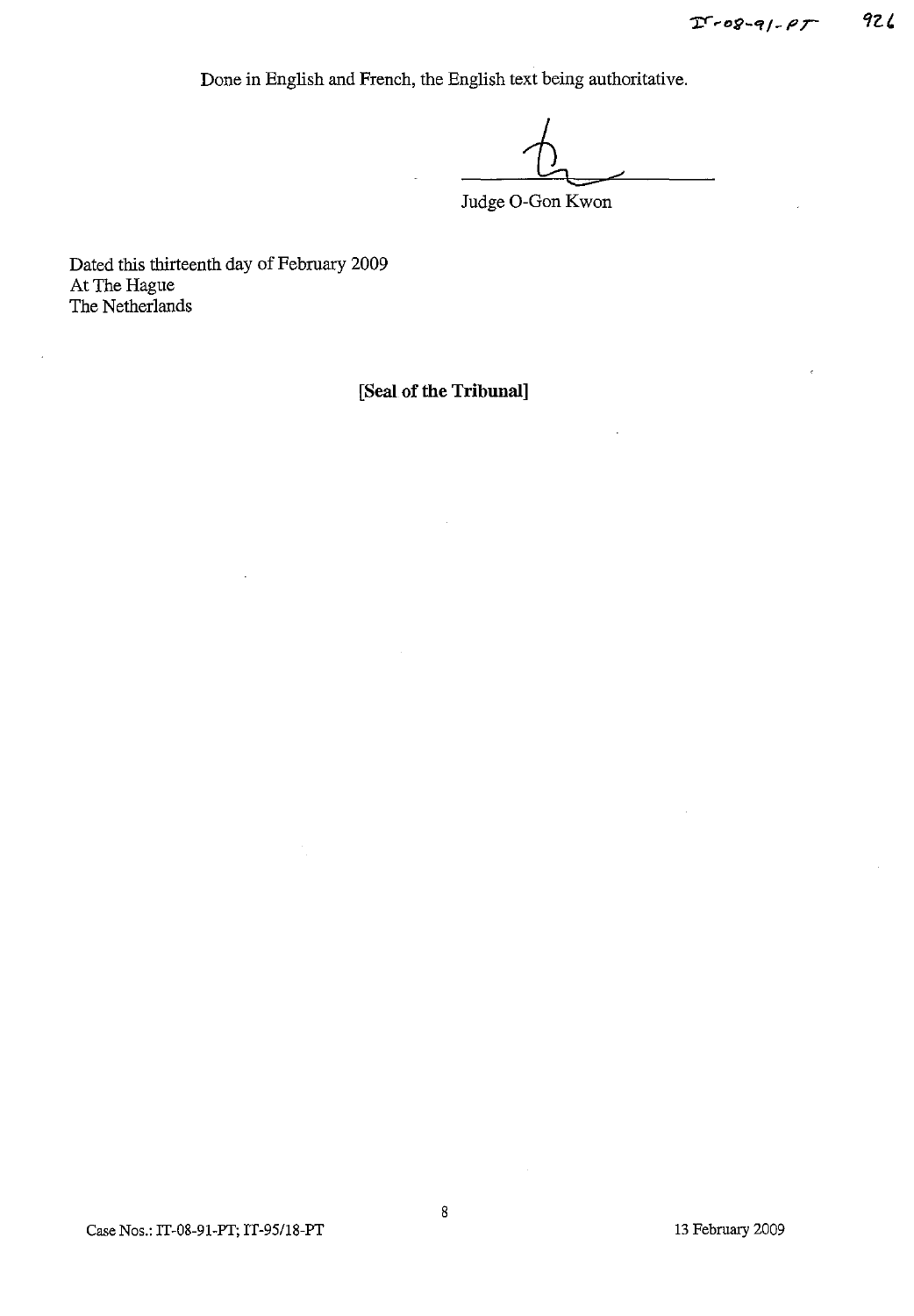Done in English and French, the English text being authoritative.

Judge O-Gon Kwon

Dated this thirteenth day of February 2009
At The Hague
The Netherlands

**[Seal of the Tribunal]**